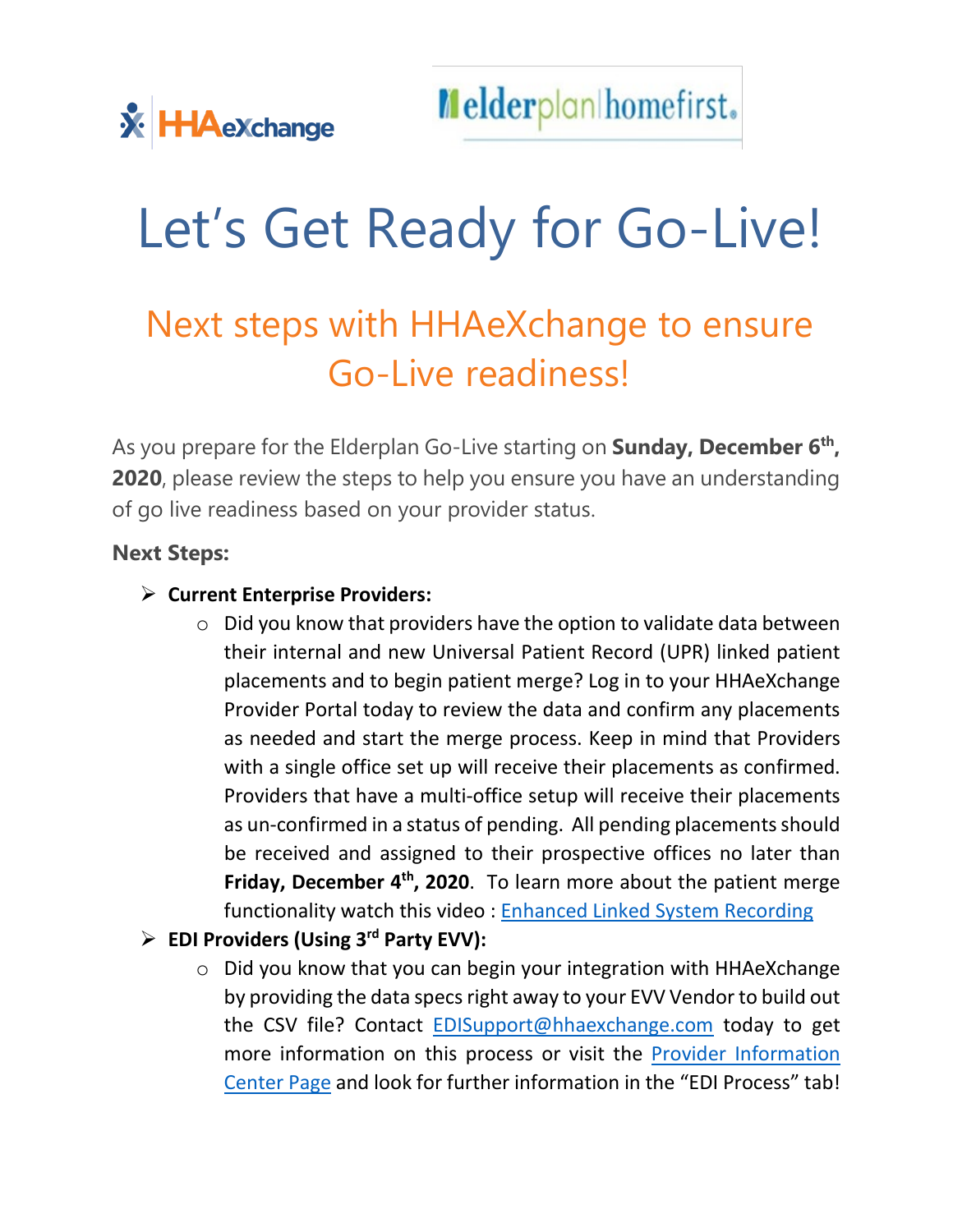# Let's Get Ready for Go-Live!

## Next steps with HHAeXchange to ensure Go-Live readiness!

As you prepare for the Elderplan Go-Live starting on **Sunday, December 6th, 2020**, please review the steps to help you ensure you have an understanding of go live readiness based on your provider status.

**Next Steps:**

- **Current Enterprise Providers:**
  - Did you know that providers have the option to validate data between their internal and new Universal Patient Record (UPR) linked patient placements and to begin patient merge? Log in to your HHAeXchange Provider Portal today to review the data and confirm any placements as needed and start the merge process. Keep in mind that Providers with a single office set up will receive their placements as confirmed. Providers that have a multi-office setup will receive their placements as un-confirmed in a status of pending. All pending placements should be received and assigned to their prospective offices no later than **Friday, December 4th, 2020**. To learn more about the patient merge functionality watch this video : Enhanced Linked System Recording
- **EDI Providers (Using 3rd Party EVV):**
  - Did you know that you can begin your integration with HHAeXchange by providing the data specs right away to your EVV Vendor to build out the CSV file? Contact EDISupport@hhaexchange.com today to get more information on this process or visit the Provider Information Center Page and look for further information in the "EDI Process" tab!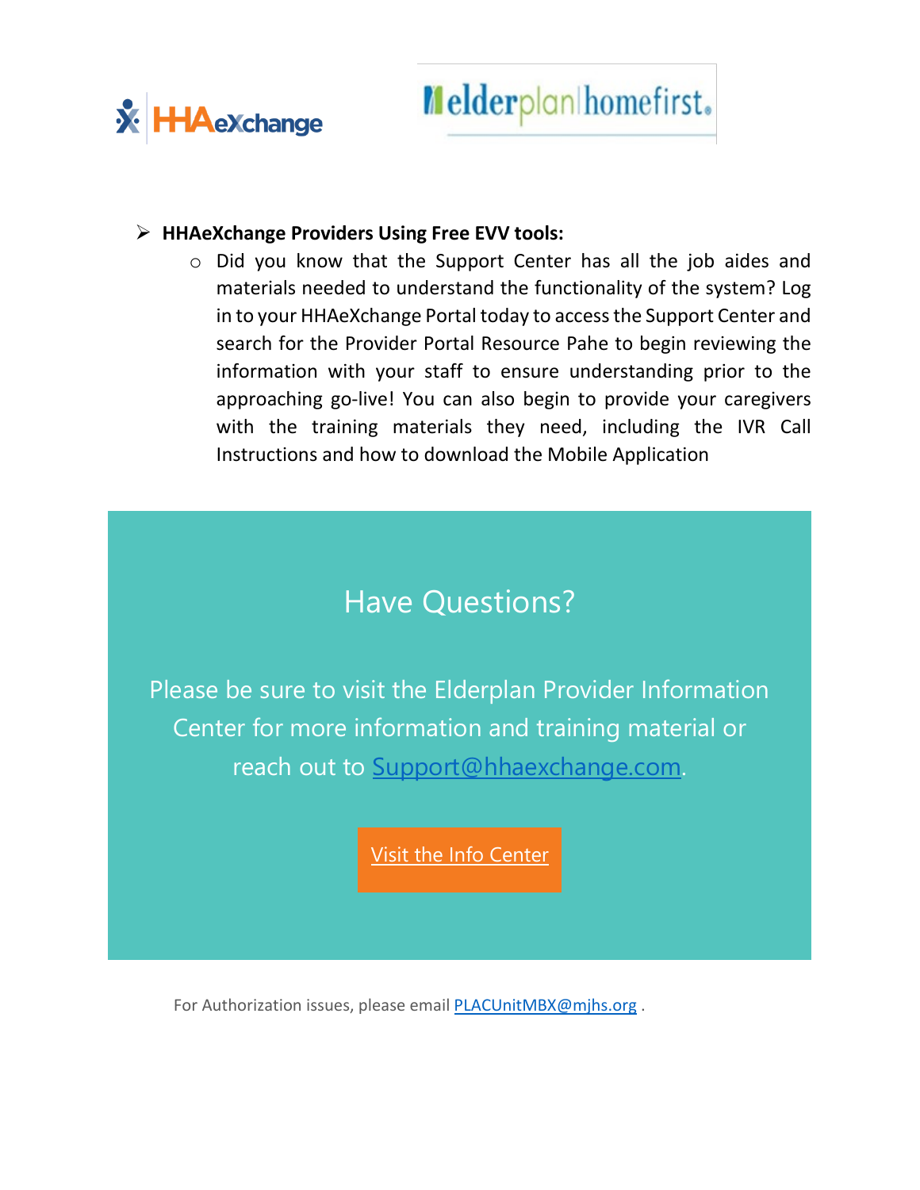- **HHAeXchange Providers Using Free EVV tools:**
  - Did you know that the Support Center has all the job aides and materials needed to understand the functionality of the system? Log in to your HHAeXchange Portal today to access the Support Center and search for the Provider Portal Resource Pahe to begin reviewing the information with your staff to ensure understanding prior to the approaching go-live! You can also begin to provide your caregivers with the training materials they need, including the IVR Call Instructions and how to download the Mobile Application

## Have Questions?

Please be sure to visit the Elderplan Provider Information Center for more information and training material or reach out to Support@hhaexchange.com.

Visit the Info Center

For Authorization issues, please email PLACUnitMBX@mjhs.org .